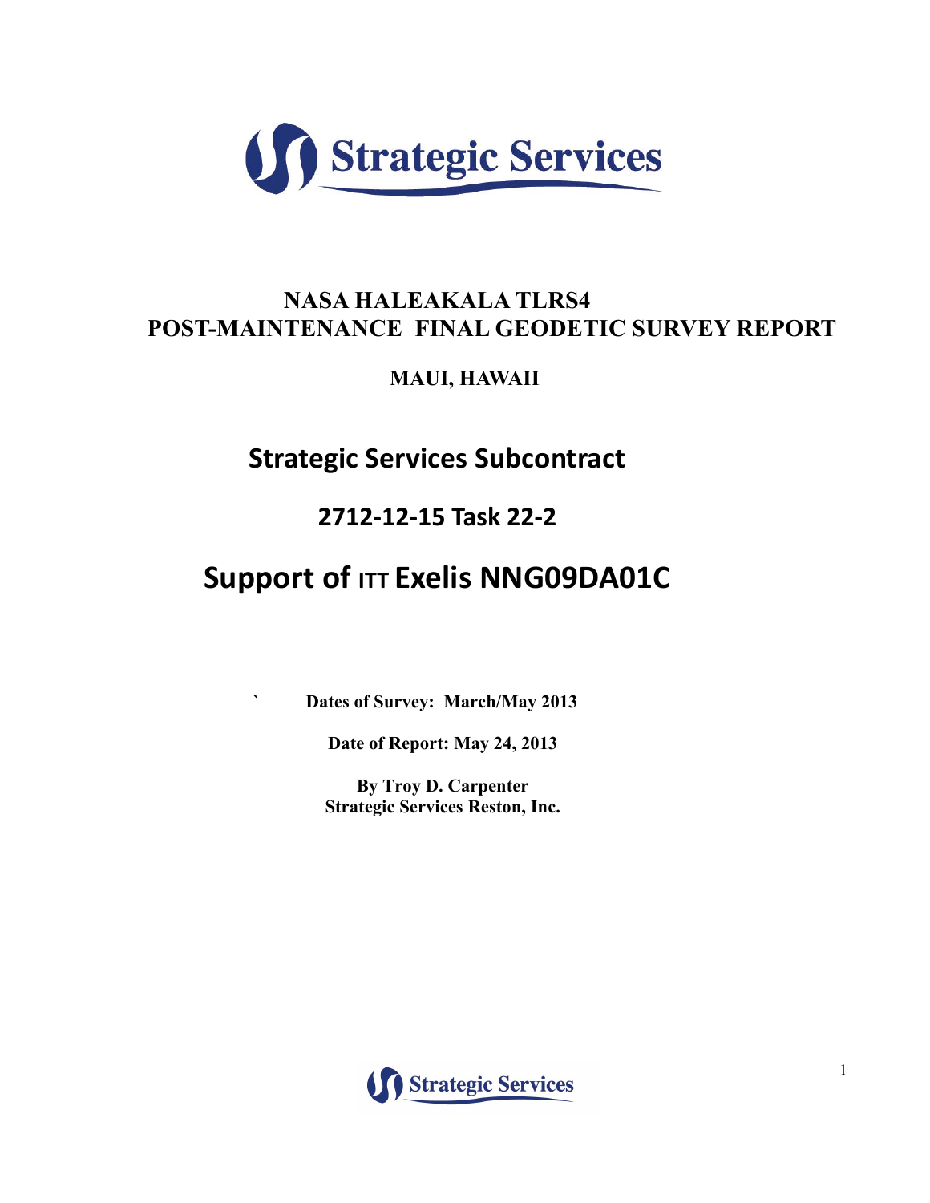Strategic Services

# NASA HALEAKALA TLRS4
# POST-MAINTENANCE FINAL GEODETIC SURVEY REPORT

## MAUI, HAWAII

## Strategic Services Subcontract

## 2712-12-15 Task 22-2

## Support of ITT Exelis NNG09DA01C

` **Dates of Survey: March/May 2013**

**Date of Report: May 24, 2013**

**By Troy D. Carpenter**
**Strategic Services Reston, Inc.**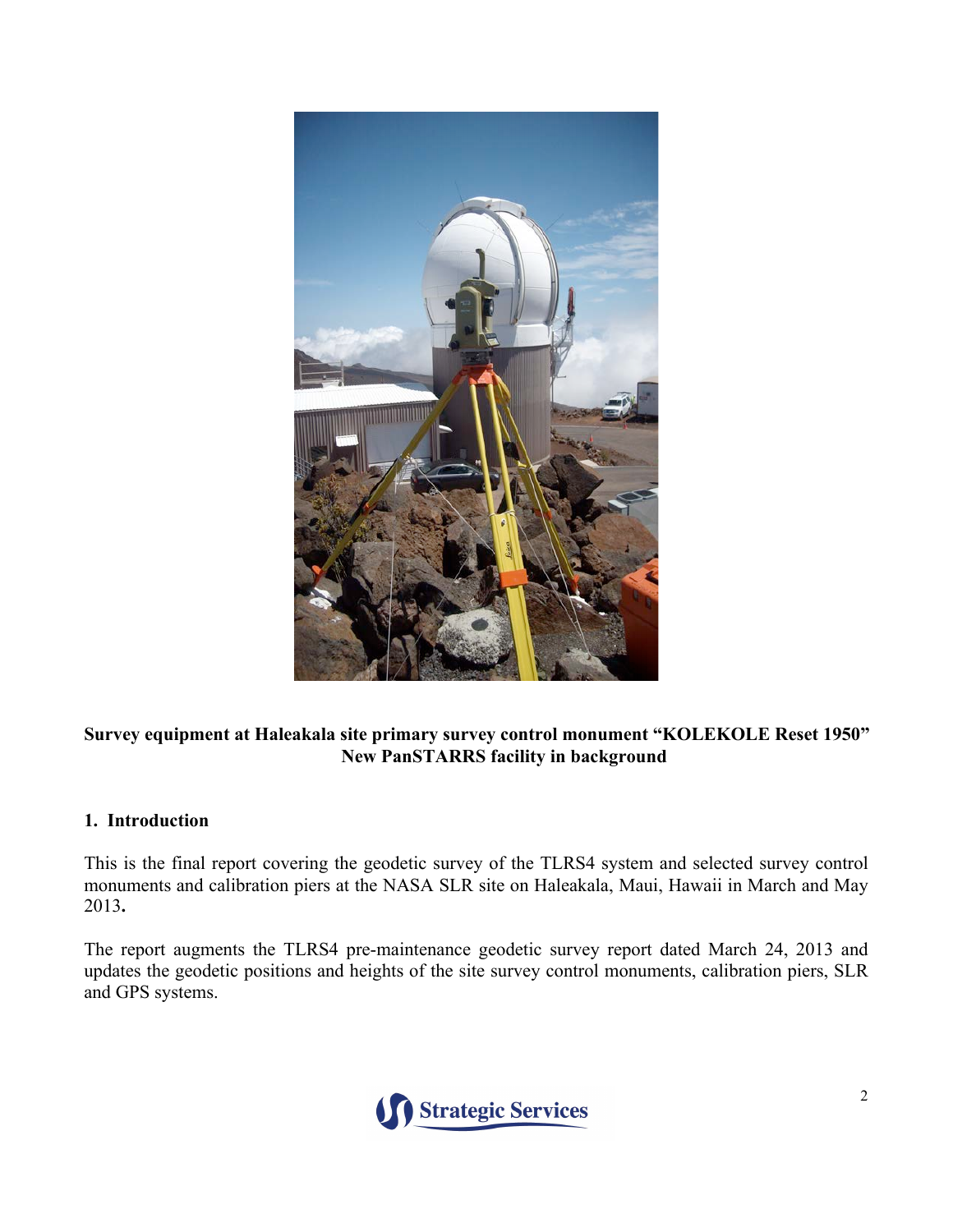**Survey equipment at Haleakala site primary survey control monument "KOLEKOLE Reset 1950"**
**New PanSTARRS facility in background**

## 1. Introduction

This is the final report covering the geodetic survey of the TLRS4 system and selected survey control monuments and calibration piers at the NASA SLR site on Haleakala, Maui, Hawaii in March and May 2013**.**

The report augments the TLRS4 pre-maintenance geodetic survey report dated March 24, 2013 and updates the geodetic positions and heights of the site survey control monuments, calibration piers, SLR and GPS systems.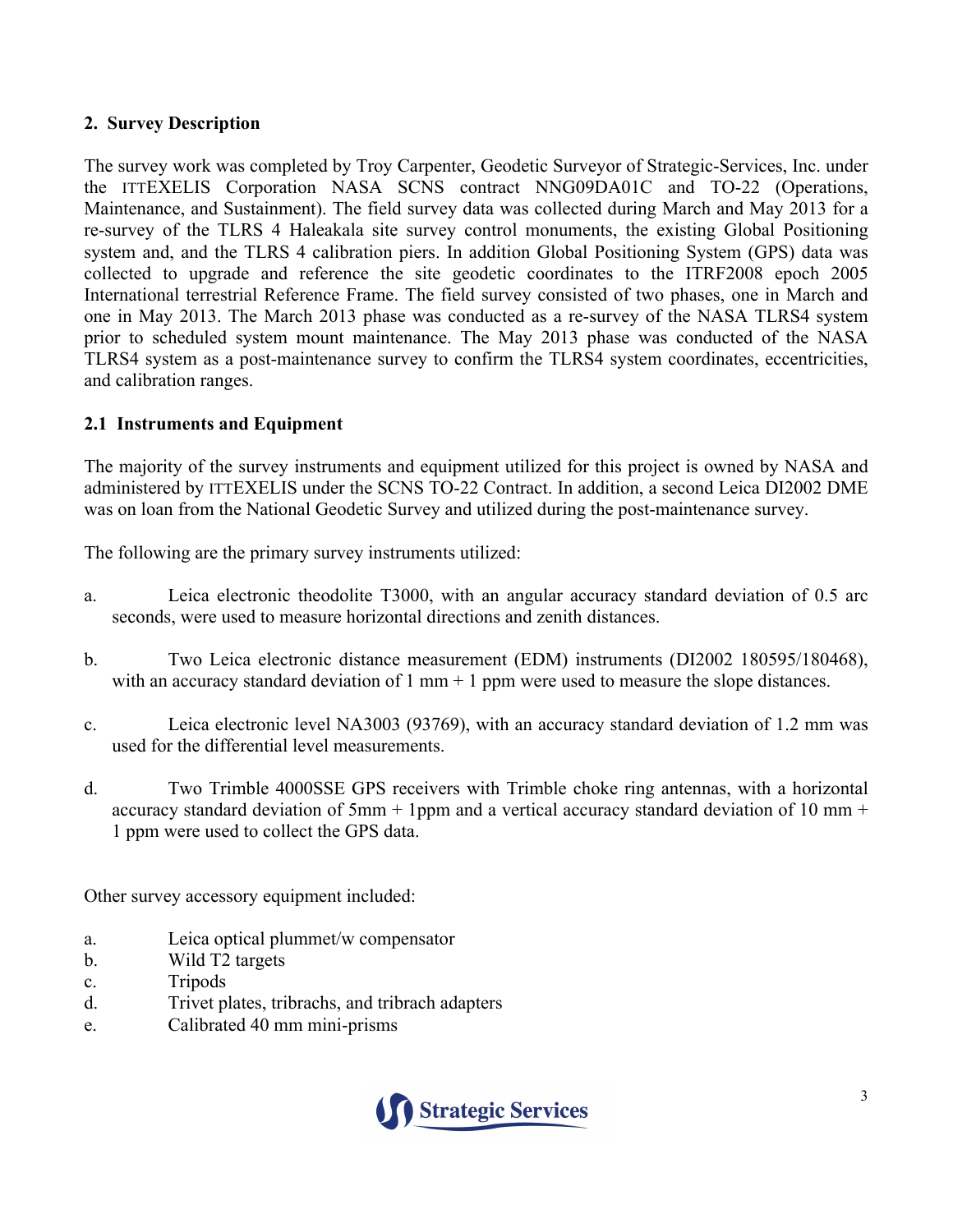## 2. Survey Description

The survey work was completed by Troy Carpenter, Geodetic Surveyor of Strategic-Services, Inc. under the ITTEXELIS Corporation NASA SCNS contract NNG09DA01C and TO-22 (Operations, Maintenance, and Sustainment). The field survey data was collected during March and May 2013 for a re-survey of the TLRS 4 Haleakala site survey control monuments, the existing Global Positioning system and, and the TLRS 4 calibration piers. In addition Global Positioning System (GPS) data was collected to upgrade and reference the site geodetic coordinates to the ITRF2008 epoch 2005 International terrestrial Reference Frame. The field survey consisted of two phases, one in March and one in May 2013. The March 2013 phase was conducted as a re-survey of the NASA TLRS4 system prior to scheduled system mount maintenance. The May 2013 phase was conducted of the NASA TLRS4 system as a post-maintenance survey to confirm the TLRS4 system coordinates, eccentricities, and calibration ranges.

### 2.1 Instruments and Equipment

The majority of the survey instruments and equipment utilized for this project is owned by NASA and administered by ITTEXELIS under the SCNS TO-22 Contract. In addition, a second Leica DI2002 DME was on loan from the National Geodetic Survey and utilized during the post-maintenance survey.

The following are the primary survey instruments utilized:

a. Leica electronic theodolite T3000, with an angular accuracy standard deviation of 0.5 arc seconds, were used to measure horizontal directions and zenith distances.

b. Two Leica electronic distance measurement (EDM) instruments (DI2002 180595/180468), with an accuracy standard deviation of 1 mm + 1 ppm were used to measure the slope distances.

c. Leica electronic level NA3003 (93769), with an accuracy standard deviation of 1.2 mm was used for the differential level measurements.

d. Two Trimble 4000SSE GPS receivers with Trimble choke ring antennas, with a horizontal accuracy standard deviation of 5mm + 1ppm and a vertical accuracy standard deviation of 10 mm + 1 ppm were used to collect the GPS data.

Other survey accessory equipment included:

a. Leica optical plummet/w compensator
b. Wild T2 targets
c. Tripods
d. Trivet plates, tribrachs, and tribrach adapters
e. Calibrated 40 mm mini-prisms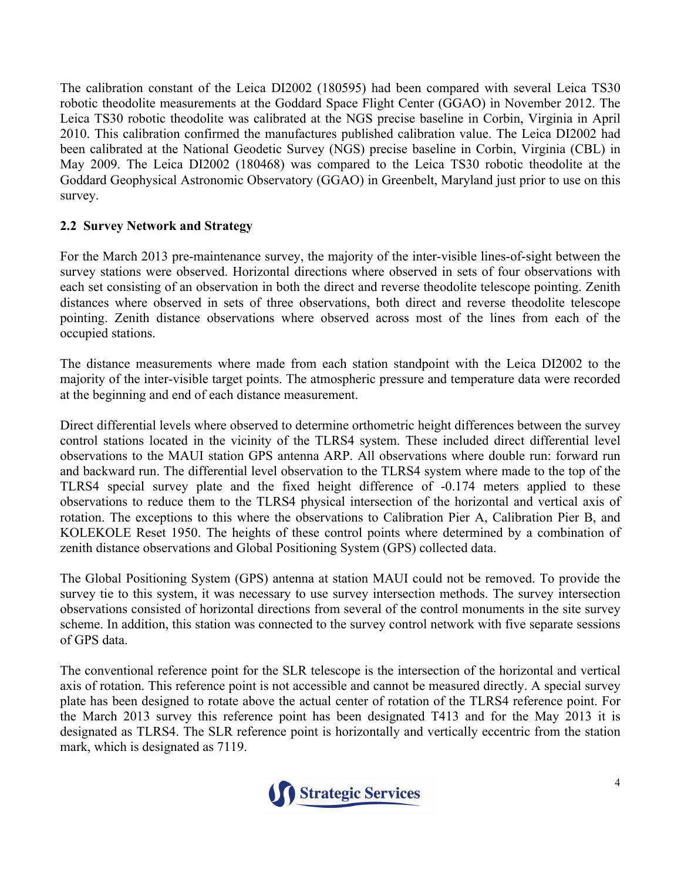The calibration constant of the Leica DI2002 (180595) had been compared with several Leica TS30 robotic theodolite measurements at the Goddard Space Flight Center (GGAO) in November 2012. The Leica TS30 robotic theodolite was calibrated at the NGS precise baseline in Corbin, Virginia in April 2010. This calibration confirmed the manufactures published calibration value. The Leica DI2002 had been calibrated at the National Geodetic Survey (NGS) precise baseline in Corbin, Virginia (CBL) in May 2009. The Leica DI2002 (180468) was compared to the Leica TS30 robotic theodolite at the Goddard Geophysical Astronomic Observatory (GGAO) in Greenbelt, Maryland just prior to use on this survey.

### 2.2 Survey Network and Strategy

For the March 2013 pre-maintenance survey, the majority of the inter-visible lines-of-sight between the survey stations were observed. Horizontal directions where observed in sets of four observations with each set consisting of an observation in both the direct and reverse theodolite telescope pointing. Zenith distances where observed in sets of three observations, both direct and reverse theodolite telescope pointing. Zenith distance observations where observed across most of the lines from each of the occupied stations.

The distance measurements where made from each station standpoint with the Leica DI2002 to the majority of the inter-visible target points. The atmospheric pressure and temperature data were recorded at the beginning and end of each distance measurement.

Direct differential levels where observed to determine orthometric height differences between the survey control stations located in the vicinity of the TLRS4 system. These included direct differential level observations to the MAUI station GPS antenna ARP. All observations where double run: forward run and backward run. The differential level observation to the TLRS4 system where made to the top of the TLRS4 special survey plate and the fixed height difference of -0.174 meters applied to these observations to reduce them to the TLRS4 physical intersection of the horizontal and vertical axis of rotation. The exceptions to this where the observations to Calibration Pier A, Calibration Pier B, and KOLEKOLE Reset 1950. The heights of these control points where determined by a combination of zenith distance observations and Global Positioning System (GPS) collected data.

The Global Positioning System (GPS) antenna at station MAUI could not be removed. To provide the survey tie to this system, it was necessary to use survey intersection methods. The survey intersection observations consisted of horizontal directions from several of the control monuments in the site survey scheme. In addition, this station was connected to the survey control network with five separate sessions of GPS data.

The conventional reference point for the SLR telescope is the intersection of the horizontal and vertical axis of rotation. This reference point is not accessible and cannot be measured directly. A special survey plate has been designed to rotate above the actual center of rotation of the TLRS4 reference point. For the March 2013 survey this reference point has been designated T413 and for the May 2013 it is designated as TLRS4. The SLR reference point is horizontally and vertically eccentric from the station mark, which is designated as 7119.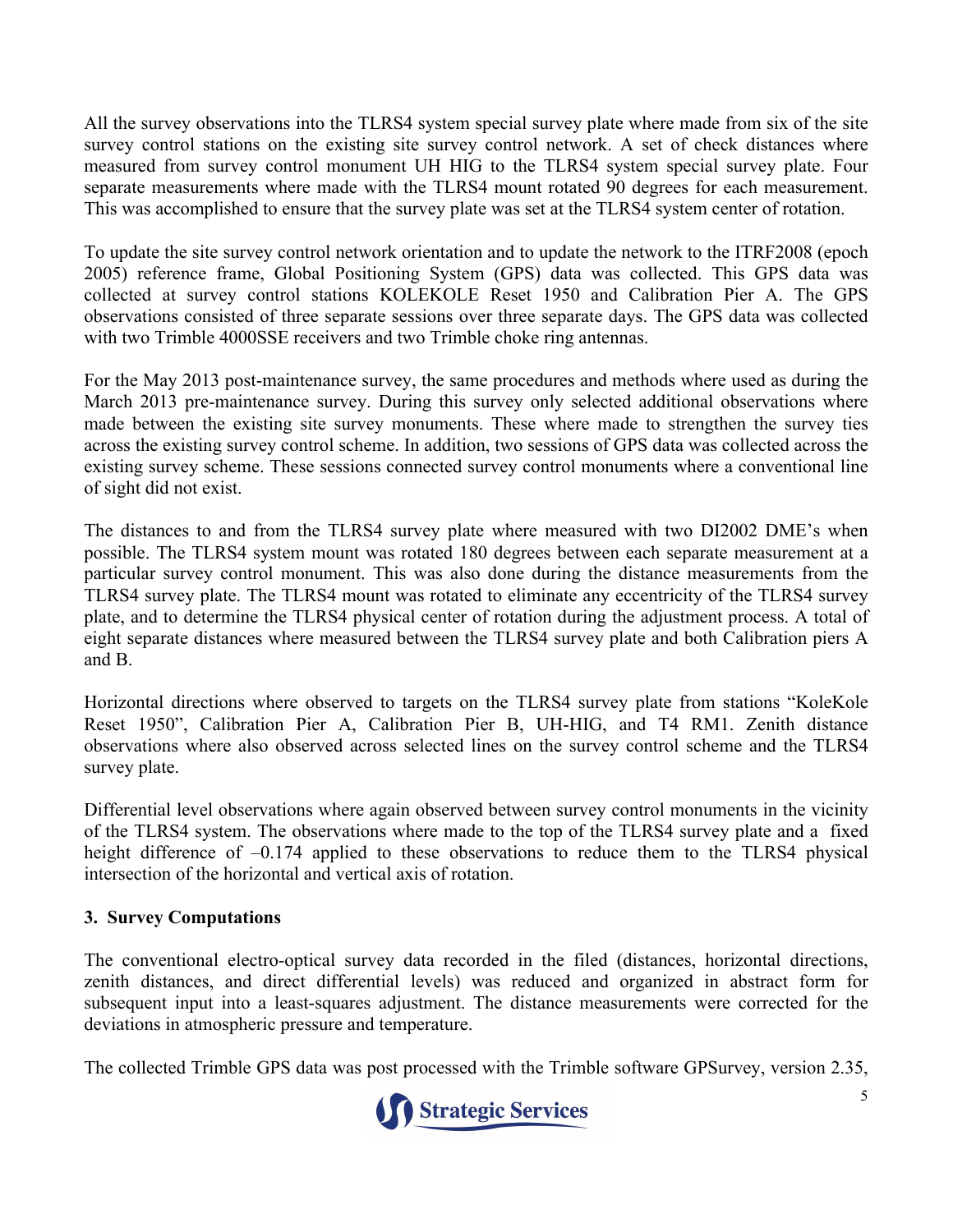All the survey observations into the TLRS4 system special survey plate where made from six of the site survey control stations on the existing site survey control network. A set of check distances where measured from survey control monument UH HIG to the TLRS4 system special survey plate. Four separate measurements where made with the TLRS4 mount rotated 90 degrees for each measurement. This was accomplished to ensure that the survey plate was set at the TLRS4 system center of rotation.

To update the site survey control network orientation and to update the network to the ITRF2008 (epoch 2005) reference frame, Global Positioning System (GPS) data was collected. This GPS data was collected at survey control stations KOLEKOLE Reset 1950 and Calibration Pier A. The GPS observations consisted of three separate sessions over three separate days. The GPS data was collected with two Trimble 4000SSE receivers and two Trimble choke ring antennas.

For the May 2013 post-maintenance survey, the same procedures and methods where used as during the March 2013 pre-maintenance survey. During this survey only selected additional observations where made between the existing site survey monuments. These where made to strengthen the survey ties across the existing survey control scheme. In addition, two sessions of GPS data was collected across the existing survey scheme. These sessions connected survey control monuments where a conventional line of sight did not exist.

The distances to and from the TLRS4 survey plate where measured with two DI2002 DME's when possible. The TLRS4 system mount was rotated 180 degrees between each separate measurement at a particular survey control monument. This was also done during the distance measurements from the TLRS4 survey plate. The TLRS4 mount was rotated to eliminate any eccentricity of the TLRS4 survey plate, and to determine the TLRS4 physical center of rotation during the adjustment process. A total of eight separate distances where measured between the TLRS4 survey plate and both Calibration piers A and B.

Horizontal directions where observed to targets on the TLRS4 survey plate from stations "KoleKole Reset 1950", Calibration Pier A, Calibration Pier B, UH-HIG, and T4 RM1. Zenith distance observations where also observed across selected lines on the survey control scheme and the TLRS4 survey plate.

Differential level observations where again observed between survey control monuments in the vicinity of the TLRS4 system. The observations where made to the top of the TLRS4 survey plate and a fixed height difference of –0.174 applied to these observations to reduce them to the TLRS4 physical intersection of the horizontal and vertical axis of rotation.

### 3. Survey Computations

The conventional electro-optical survey data recorded in the filed (distances, horizontal directions, zenith distances, and direct differential levels) was reduced and organized in abstract form for subsequent input into a least-squares adjustment. The distance measurements were corrected for the deviations in atmospheric pressure and temperature.

The collected Trimble GPS data was post processed with the Trimble software GPSurvey, version 2.35,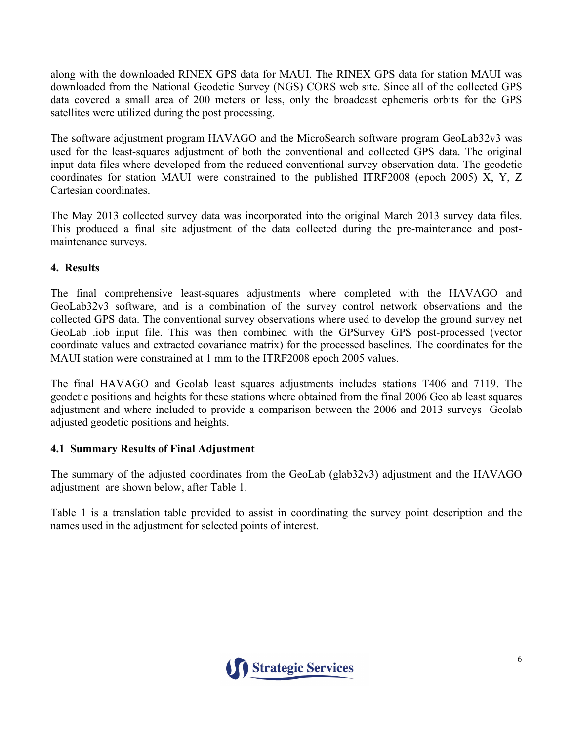along with the downloaded RINEX GPS data for MAUI. The RINEX GPS data for station MAUI was downloaded from the National Geodetic Survey (NGS) CORS web site. Since all of the collected GPS data covered a small area of 200 meters or less, only the broadcast ephemeris orbits for the GPS satellites were utilized during the post processing.

The software adjustment program HAVAGO and the MicroSearch software program GeoLab32v3 was used for the least-squares adjustment of both the conventional and collected GPS data. The original input data files where developed from the reduced conventional survey observation data. The geodetic coordinates for station MAUI were constrained to the published ITRF2008 (epoch 2005) X, Y, Z Cartesian coordinates.

The May 2013 collected survey data was incorporated into the original March 2013 survey data files. This produced a final site adjustment of the data collected during the pre-maintenance and post-maintenance surveys.

## 4. Results

The final comprehensive least-squares adjustments where completed with the HAVAGO and GeoLab32v3 software, and is a combination of the survey control network observations and the collected GPS data. The conventional survey observations where used to develop the ground survey net GeoLab .iob input file. This was then combined with the GPSurvey GPS post-processed (vector coordinate values and extracted covariance matrix) for the processed baselines. The coordinates for the MAUI station were constrained at 1 mm to the ITRF2008 epoch 2005 values.

The final HAVAGO and Geolab least squares adjustments includes stations T406 and 7119. The geodetic positions and heights for these stations where obtained from the final 2006 Geolab least squares adjustment and where included to provide a comparison between the 2006 and 2013 surveys Geolab adjusted geodetic positions and heights.

### 4.1 Summary Results of Final Adjustment

The summary of the adjusted coordinates from the GeoLab (glab32v3) adjustment and the HAVAGO adjustment are shown below, after Table 1.

Table 1 is a translation table provided to assist in coordinating the survey point description and the names used in the adjustment for selected points of interest.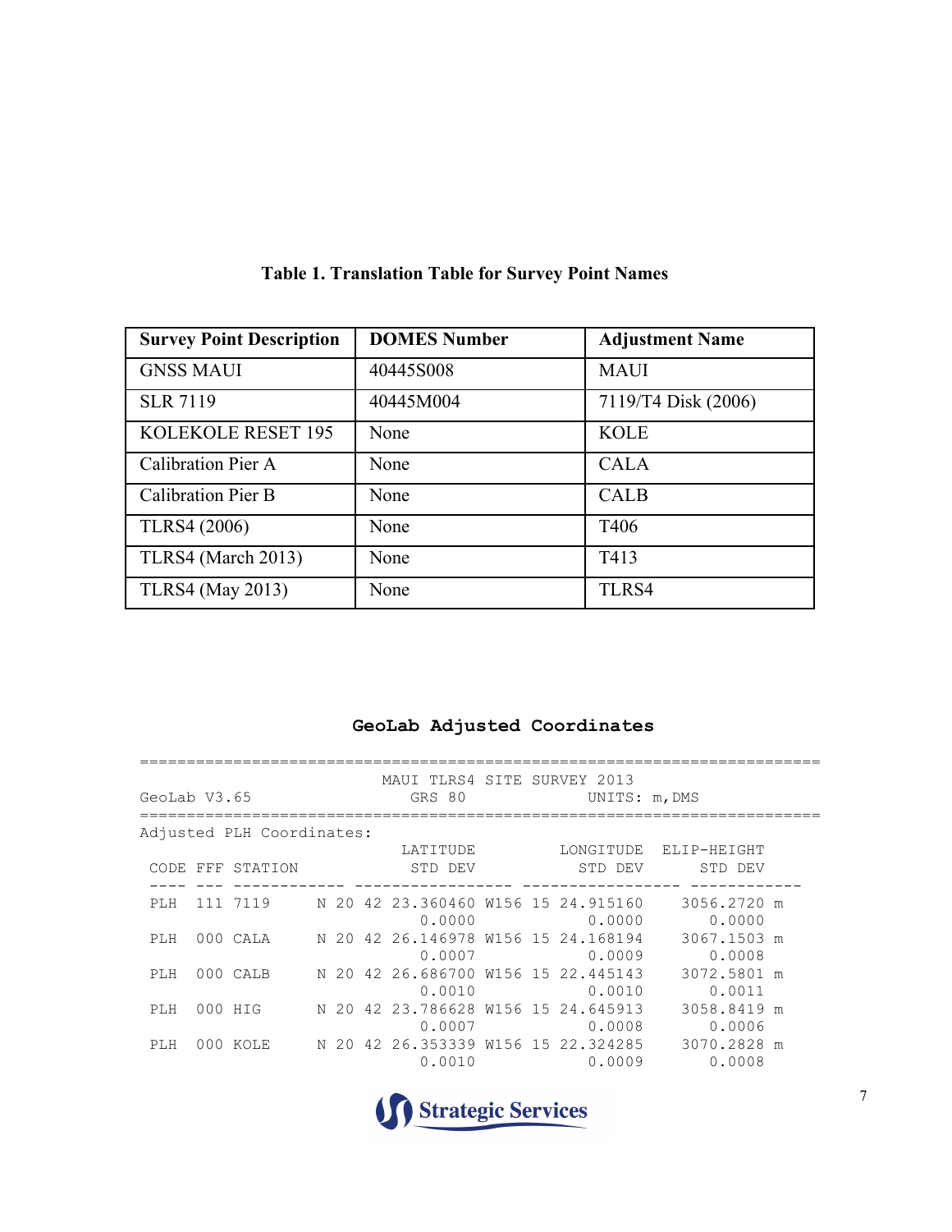**Table 1. Translation Table for Survey Point Names**

| Survey Point Description | DOMES Number | Adjustment Name |
|---|---|---|
| GNSS MAUI | 40445S008 | MAUI |
| SLR 7119 | 40445M004 | 7119/T4 Disk (2006) |
| KOLEKOLE RESET 195 | None | KOLE |
| Calibration Pier A | None | CALA |
| Calibration Pier B | None | CALB |
| TLRS4 (2006) | None | T406 |
| TLRS4 (March 2013) | None | T413 |
| TLRS4 (May 2013) | None | TLRS4 |

**GeoLab Adjusted Coordinates**

```
==========================================================================
                          MAUI TLRS4 SITE SURVEY 2013
GeoLab V3.65                 GRS 80            UNITS: m,DMS
==========================================================================
Adjusted PLH Coordinates:
                               LATITUDE         LONGITUDE   ELIP-HEIGHT
 CODE FFF STATION               STD DEV           STD DEV       STD DEV
 ---- --- ------------ ----------------- ----------------- ------------
 PLH  111 7119      N 20 42 23.360460 W156 15 24.915160    3056.2720 m
                                0.0000            0.0000       0.0000
 PLH  000 CALA      N 20 42 26.146978 W156 15 24.168194    3067.1503 m
                                0.0007            0.0009       0.0008
 PLH  000 CALB      N 20 42 26.686700 W156 15 22.445143    3072.5801 m
                                0.0010            0.0010       0.0011
 PLH  000 HIG       N 20 42 23.786628 W156 15 24.645913    3058.8419 m
                                0.0007            0.0008       0.0006
 PLH  000 KOLE      N 20 42 26.353339 W156 15 22.324285    3070.2828 m
                                0.0010            0.0009       0.0008
```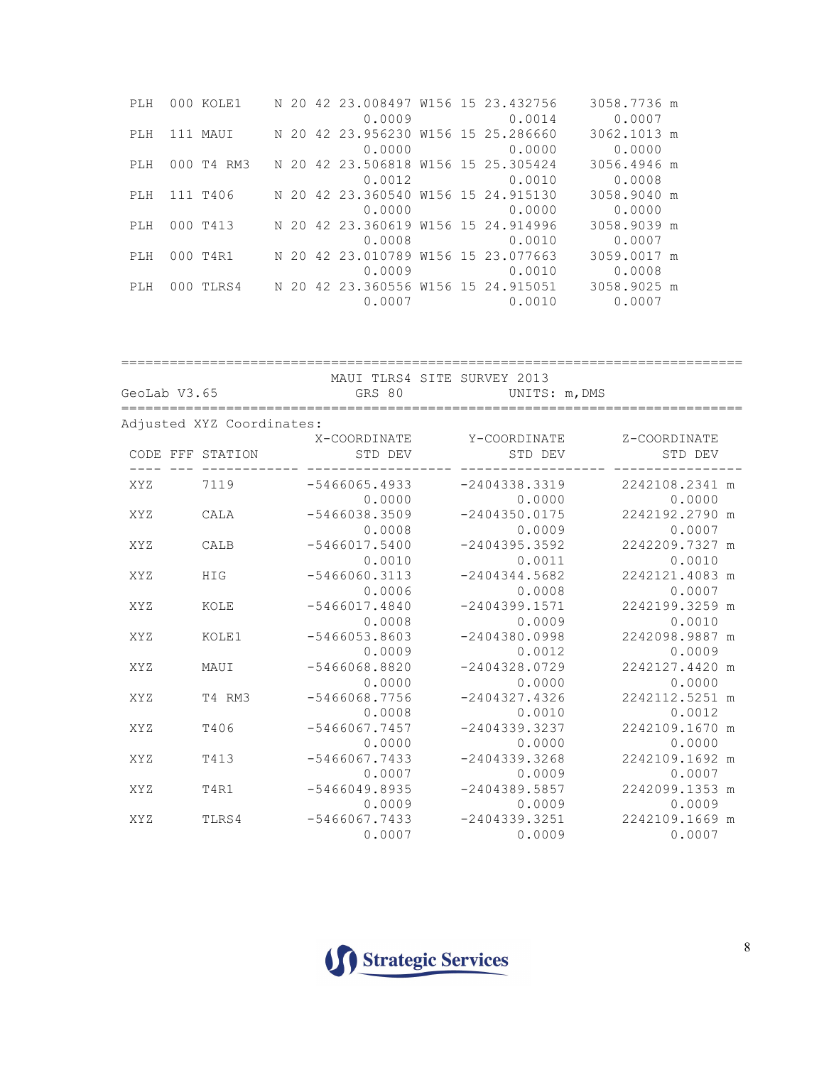```
 PLH   000 KOLE1     N 20 42 23.008497 W156 15 23.432756      3058.7736 m
                                0.0009             0.0014        0.0007
 PLH   111 MAUI      N 20 42 23.956230 W156 15 25.286660      3062.1013 m
                                0.0000             0.0000        0.0000
 PLH   000 T4 RM3    N 20 42 23.506818 W156 15 25.305424      3056.4946 m
                                0.0012             0.0010        0.0008
 PLH   111 T406      N 20 42 23.360540 W156 15 24.915130      3058.9040 m
                                0.0000             0.0000        0.0000
 PLH   000 T413      N 20 42 23.360619 W156 15 24.914996      3058.9039 m
                                0.0008             0.0010        0.0007
 PLH   000 T4R1      N 20 42 23.010789 W156 15 23.077663      3059.0017 m
                                0.0009             0.0010        0.0008
 PLH   000 TLRS4     N 20 42 23.360556 W156 15 24.915051      3058.9025 m
                                0.0007             0.0010        0.0007
```

```
================================================================================
                          MAUI TLRS4 SITE SURVEY 2013
GeoLab V3.65                 GRS 80             UNITS: m,DMS
================================================================================
Adjusted XYZ Coordinates:
                         X-COORDINATE       Y-COORDINATE        Z-COORDINATE
 CODE FFF STATION             STD DEV            STD DEV             STD DEV
 ---- --- ------------ ------------------ ------------------ ----------------
 XYZ      7119          -5466065.4933      -2404338.3319       2242108.2341 m
                               0.0000             0.0000              0.0000
 XYZ      CALA          -5466038.3509      -2404350.0175       2242192.2790 m
                               0.0008             0.0009              0.0007
 XYZ      CALB          -5466017.5400      -2404395.3592       2242209.7327 m
                               0.0010             0.0011              0.0010
 XYZ      HIG           -5466060.3113      -2404344.5682       2242121.4083 m
                               0.0006             0.0008              0.0007
 XYZ      KOLE          -5466017.4840      -2404399.1571       2242199.3259 m
                               0.0008             0.0009              0.0010
 XYZ      KOLE1         -5466053.8603      -2404380.0998       2242098.9887 m
                               0.0009             0.0012              0.0009
 XYZ      MAUI          -5466068.8820      -2404328.0729       2242127.4420 m
                               0.0000             0.0000              0.0000
 XYZ      T4 RM3        -5466068.7756      -2404327.4326       2242112.5251 m
                               0.0008             0.0010              0.0012
 XYZ      T406          -5466067.7457      -2404339.3237       2242109.1670 m
                               0.0000             0.0000              0.0000
 XYZ      T413          -5466067.7433      -2404339.3268       2242109.1692 m
                               0.0007             0.0009              0.0007
 XYZ      T4R1          -5466049.8935      -2404389.5857       2242099.1353 m
                               0.0009             0.0009              0.0009
 XYZ      TLRS4         -5466067.7433      -2404339.3251       2242109.1669 m
                               0.0007             0.0009              0.0007
```

Strategic Services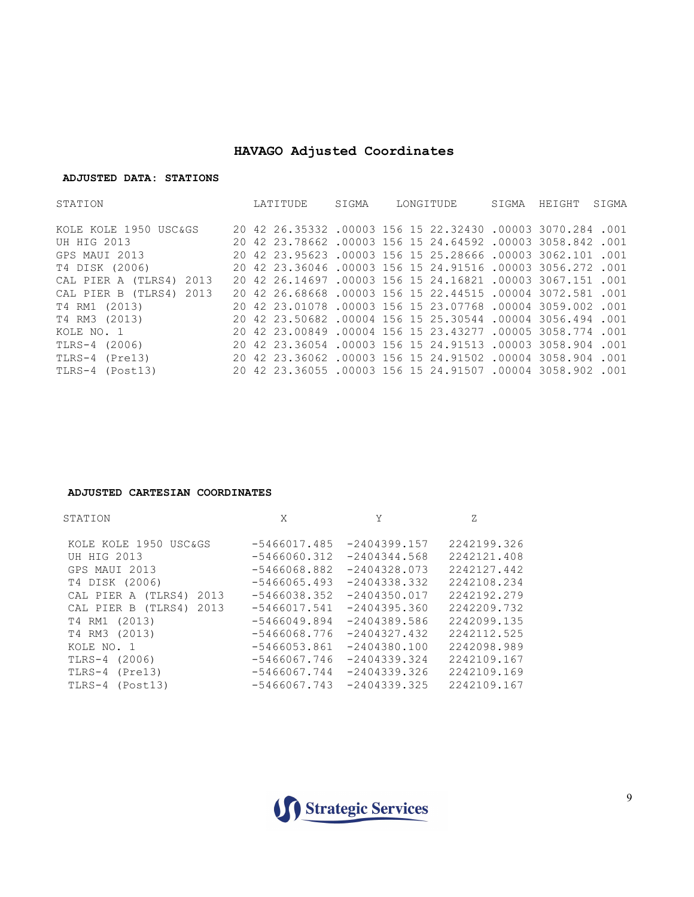# HAVAGO Adjusted Coordinates

**ADJUSTED DATA: STATIONS**

| STATION | LATITUDE | SIGMA | LONGITUDE | SIGMA | HEIGHT | SIGMA |
|---|---|---|---|---|---|---|
| KOLE KOLE 1950 USC&GS | 20 42 26.35332 | .00003 | 156 15 22.32430 | .00003 | 3070.284 | .001 |
| UH HIG 2013 | 20 42 23.78662 | .00003 | 156 15 24.64592 | .00003 | 3058.842 | .001 |
| GPS MAUI 2013 | 20 42 23.95623 | .00003 | 156 15 25.28666 | .00003 | 3062.101 | .001 |
| T4 DISK (2006) | 20 42 23.36046 | .00003 | 156 15 24.91516 | .00003 | 3056.272 | .001 |
| CAL PIER A (TLRS4) 2013 | 20 42 26.14697 | .00003 | 156 15 24.16821 | .00003 | 3067.151 | .001 |
| CAL PIER B (TLRS4) 2013 | 20 42 26.68668 | .00003 | 156 15 22.44515 | .00004 | 3072.581 | .001 |
| T4 RM1 (2013) | 20 42 23.01078 | .00003 | 156 15 23.07768 | .00004 | 3059.002 | .001 |
| T4 RM3 (2013) | 20 42 23.50682 | .00004 | 156 15 25.30544 | .00004 | 3056.494 | .001 |
| KOLE NO. 1 | 20 42 23.00849 | .00004 | 156 15 23.43277 | .00005 | 3058.774 | .001 |
| TLRS-4 (2006) | 20 42 23.36054 | .00003 | 156 15 24.91513 | .00003 | 3058.904 | .001 |
| TLRS-4 (Pre13) | 20 42 23.36062 | .00003 | 156 15 24.91502 | .00004 | 3058.904 | .001 |
| TLRS-4 (Post13) | 20 42 23.36055 | .00003 | 156 15 24.91507 | .00004 | 3058.902 | .001 |

**ADJUSTED CARTESIAN COORDINATES**

| STATION | X | Y | Z |
|---|---|---|---|
| KOLE KOLE 1950 USC&GS | -5466017.485 | -2404399.157 | 2242199.326 |
| UH HIG 2013 | -5466060.312 | -2404344.568 | 2242121.408 |
| GPS MAUI 2013 | -5466068.882 | -2404328.073 | 2242127.442 |
| T4 DISK (2006) | -5466065.493 | -2404338.332 | 2242108.234 |
| CAL PIER A (TLRS4) 2013 | -5466038.352 | -2404350.017 | 2242192.279 |
| CAL PIER B (TLRS4) 2013 | -5466017.541 | -2404395.360 | 2242209.732 |
| T4 RM1 (2013) | -5466049.894 | -2404389.586 | 2242099.135 |
| T4 RM3 (2013) | -5466068.776 | -2404327.432 | 2242112.525 |
| KOLE NO. 1 | -5466053.861 | -2404380.100 | 2242098.989 |
| TLRS-4 (2006) | -5466067.746 | -2404339.324 | 2242109.167 |
| TLRS-4 (Pre13) | -5466067.744 | -2404339.326 | 2242109.169 |
| TLRS-4 (Post13) | -5466067.743 | -2404339.325 | 2242109.167 |

Strategic Services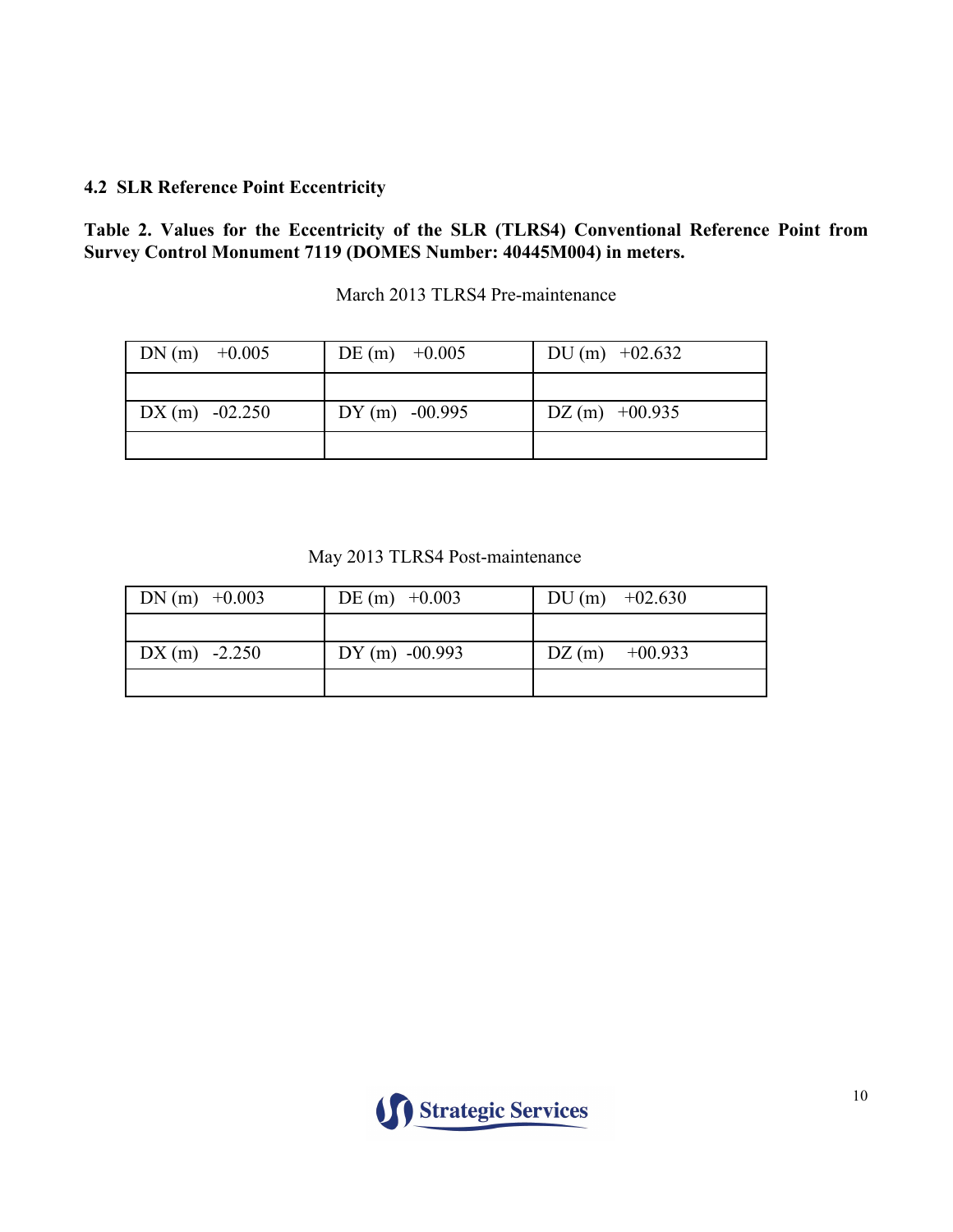## 4.2 SLR Reference Point Eccentricity

**Table 2. Values for the Eccentricity of the SLR (TLRS4) Conventional Reference Point from Survey Control Monument 7119 (DOMES Number: 40445M004) in meters.**

March 2013 TLRS4 Pre-maintenance

| DN (m) +0.005 | DE (m) +0.005 | DU (m) +02.632 |
|---|---|---|
| | | |
| DX (m) -02.250 | DY (m) -00.995 | DZ (m) +00.935 |
| | | |

May 2013 TLRS4 Post-maintenance

| DN (m) +0.003 | DE (m) +0.003 | DU (m) +02.630 |
|---|---|---|
| | | |
| DX (m) -2.250 | DY (m) -00.993 | DZ (m) +00.933 |
| | | |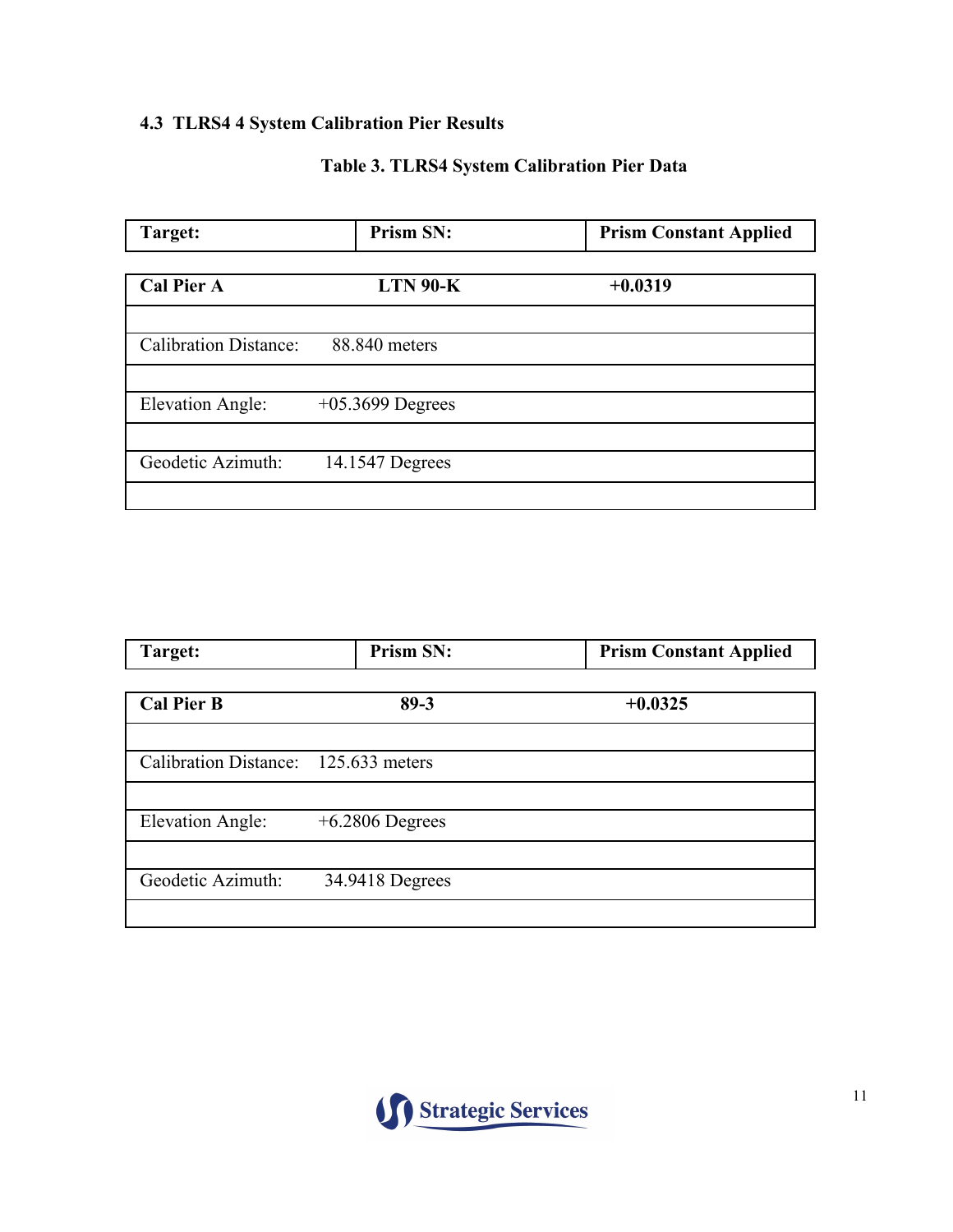### 4.3 TLRS4 4 System Calibration Pier Results

**Table 3. TLRS4 System Calibration Pier Data**

| **Target:** | **Prism SN:** | **Prism Constant Applied** |
|---|---|---|
| **Cal Pier A** | **LTN 90-K** | **+0.0319** |
| Calibration Distance: | 88.840 meters | |
| Elevation Angle: | +05.3699 Degrees | |
| Geodetic Azimuth: | 14.1547 Degrees | |

| **Target:** | **Prism SN:** | **Prism Constant Applied** |
|---|---|---|
| **Cal Pier B** | **89-3** | **+0.0325** |
| Calibration Distance: | 125.633 meters | |
| Elevation Angle: | +6.2806 Degrees | |
| Geodetic Azimuth: | 34.9418 Degrees | |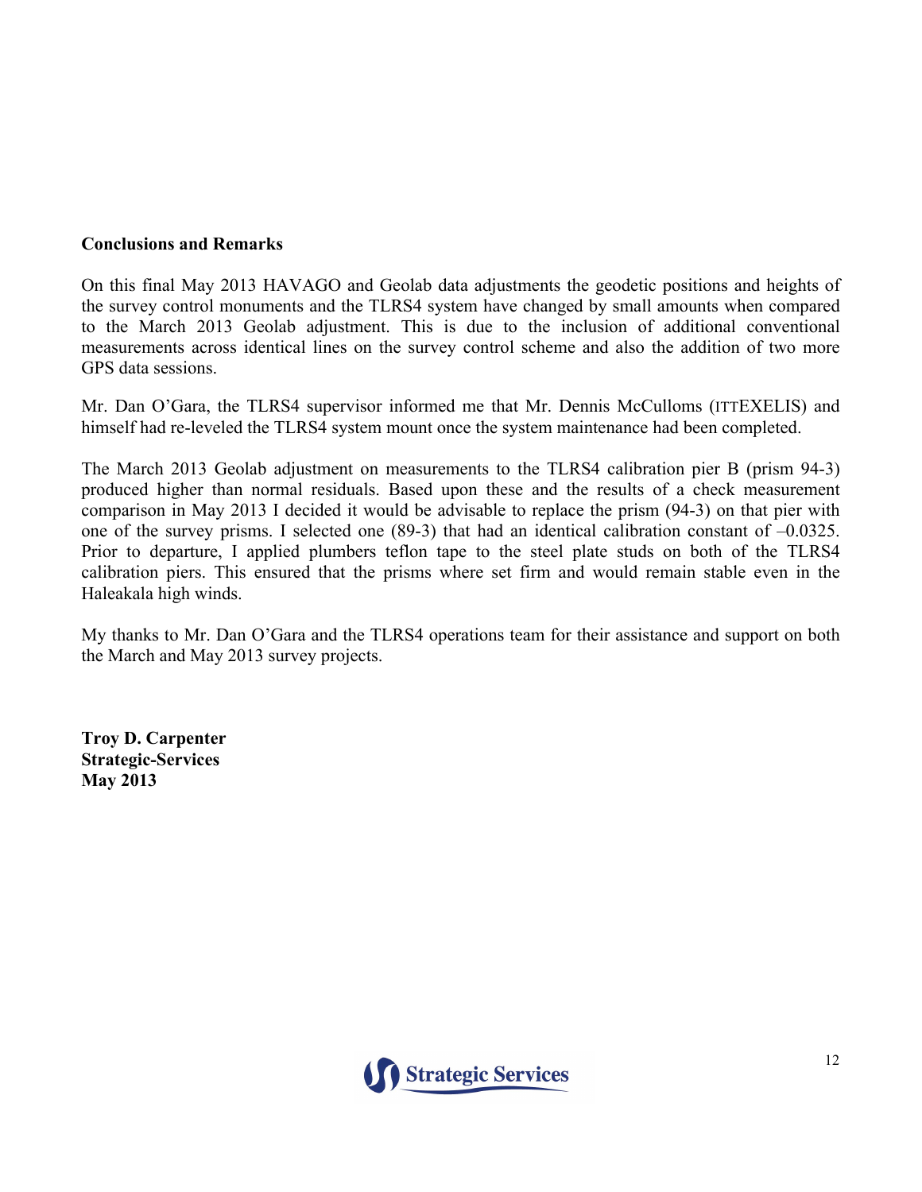**Conclusions and Remarks**

On this final May 2013 HAVAGO and Geolab data adjustments the geodetic positions and heights of the survey control monuments and the TLRS4 system have changed by small amounts when compared to the March 2013 Geolab adjustment. This is due to the inclusion of additional conventional measurements across identical lines on the survey control scheme and also the addition of two more GPS data sessions.

Mr. Dan O'Gara, the TLRS4 supervisor informed me that Mr. Dennis McCulloms (ITTEXELIS) and himself had re-leveled the TLRS4 system mount once the system maintenance had been completed.

The March 2013 Geolab adjustment on measurements to the TLRS4 calibration pier B (prism 94-3) produced higher than normal residuals. Based upon these and the results of a check measurement comparison in May 2013 I decided it would be advisable to replace the prism (94-3) on that pier with one of the survey prisms. I selected one (89-3) that had an identical calibration constant of –0.0325. Prior to departure, I applied plumbers teflon tape to the steel plate studs on both of the TLRS4 calibration piers. This ensured that the prisms where set firm and would remain stable even in the Haleakala high winds.

My thanks to Mr. Dan O'Gara and the TLRS4 operations team for their assistance and support on both the March and May 2013 survey projects.

**Troy D. Carpenter**
**Strategic-Services**
**May 2013**

Strategic Services